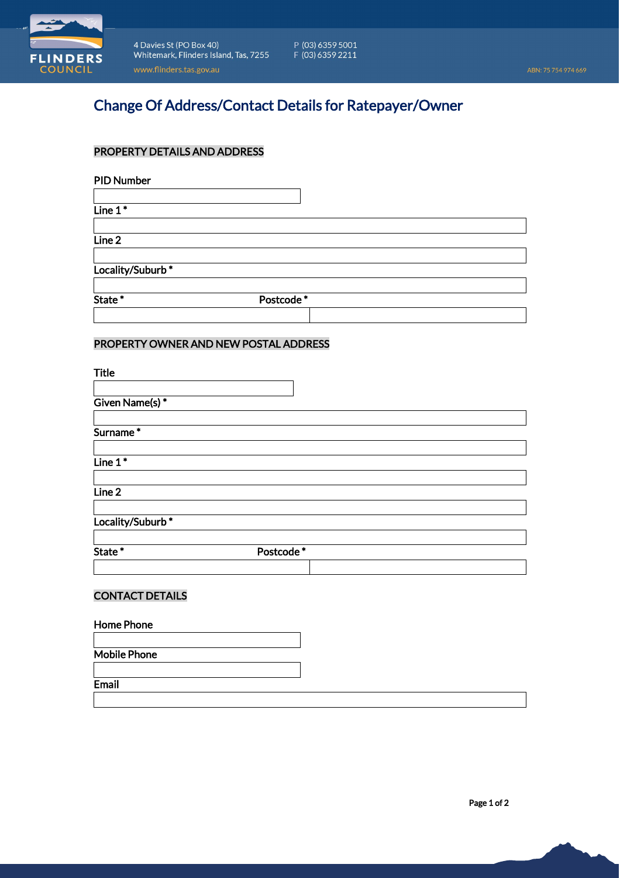FLINDERS COUNCIL

4 Davies St (PO Box 40)
Whitemark, Flinders Island, Tas, 7255
www.flinders.tas.gov.au

P (03) 6359 5001
F (03) 6359 2211

ABN: 75 754 974 669

# Change Of Address/Contact Details for Ratepayer/Owner

## PROPERTY DETAILS AND ADDRESS

PID Number

Line 1 *

Line 2

Locality/Suburb *

State * Postcode *

## PROPERTY OWNER AND NEW POSTAL ADDRESS

Title

Given Name(s) *

Surname *

Line 1 *

Line 2

Locality/Suburb *

State * Postcode *

## CONTACT DETAILS

Home Phone

Mobile Phone

Email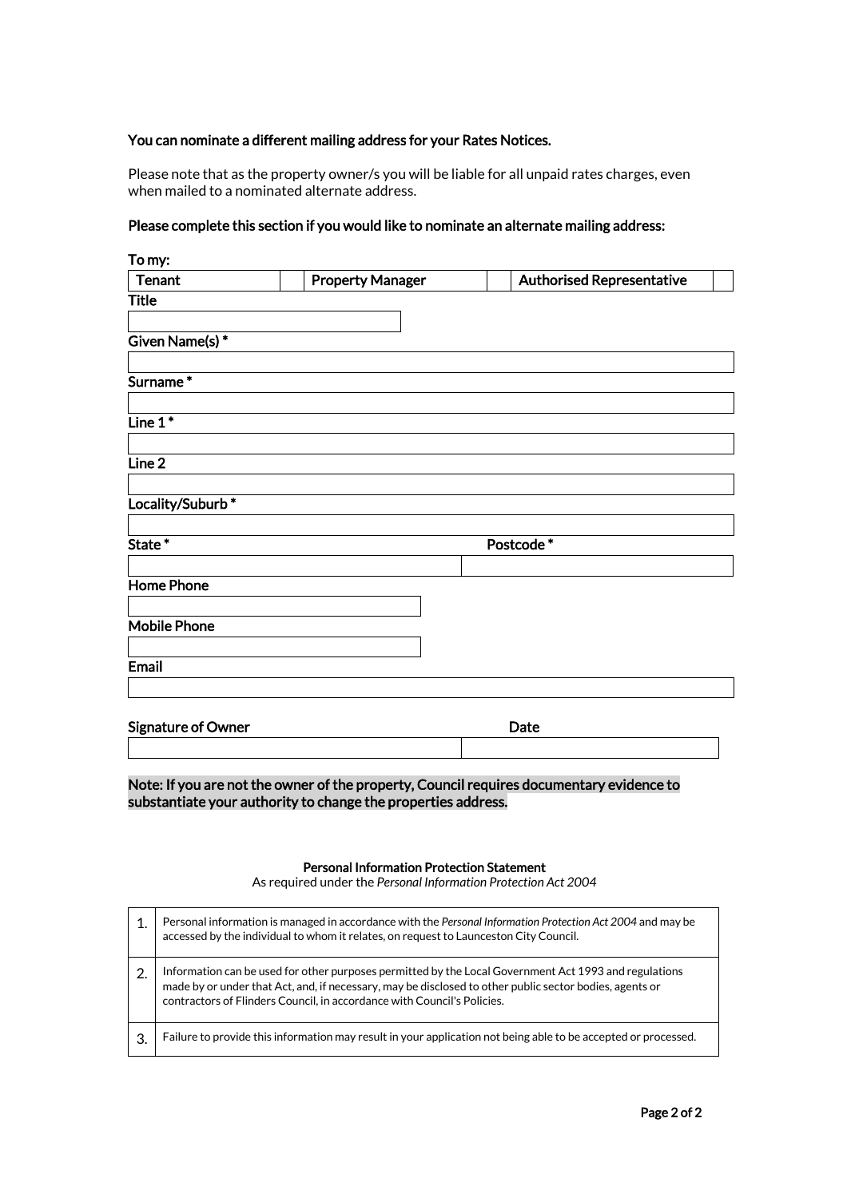**You can nominate a different mailing address for your Rates Notices.**

Please note that as the property owner/s you will be liable for all unpaid rates charges, even when mailed to a nominated alternate address.

**Please complete this section if you would like to nominate an alternate mailing address:**

**To my:**

| Tenant | | Property Manager | | Authorised Representative | |
|---|---|---|---|---|---|

**Title**

**Given Name(s) ***

**Surname ***

**Line 1 ***

**Line 2**

**Locality/Suburb ***

**State *** | **Postcode ***

**Home Phone**

**Mobile Phone**

**Email**

**Signature of Owner** | **Date**

**Note: If you are not the owner of the property, Council requires documentary evidence to substantiate your authority to change the properties address.**

**Personal Information Protection Statement**

As required under the *Personal Information Protection Act 2004*

| | |
|---|---|
| 1. | Personal information is managed in accordance with the *Personal Information Protection Act 2004* and may be accessed by the individual to whom it relates, on request to Launceston City Council. |
| 2. | Information can be used for other purposes permitted by the Local Government Act 1993 and regulations made by or under that Act, and, if necessary, may be disclosed to other public sector bodies, agents or contractors of Flinders Council, in accordance with Council's Policies. |
| 3. | Failure to provide this information may result in your application not being able to be accepted or processed. |